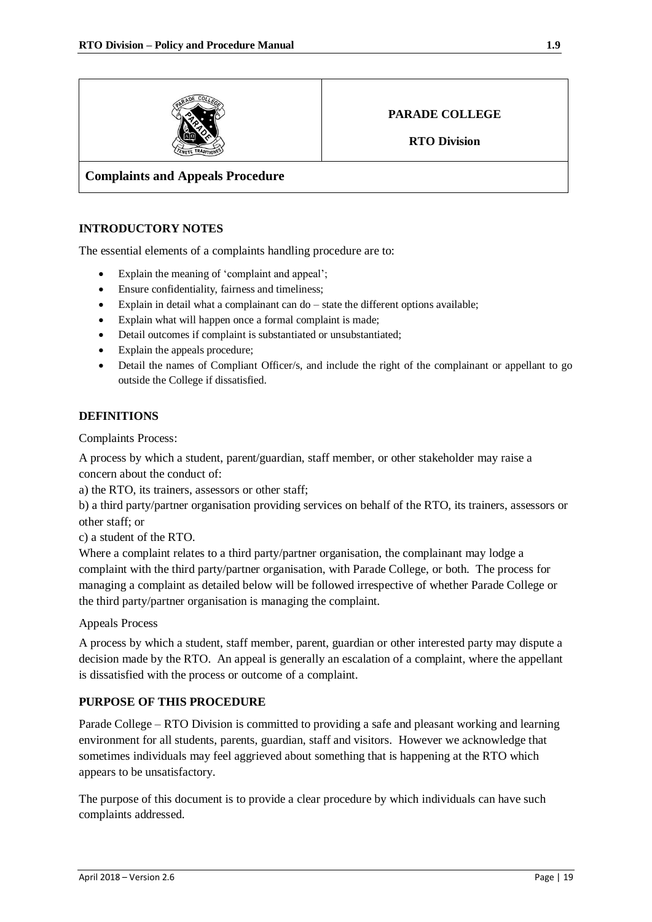**PARADE COLLEGE**

**RTO Division**

**Complaints and Appeals Procedure**

## INTRODUCTORY NOTES

The essential elements of a complaints handling procedure are to:

- Explain the meaning of 'complaint and appeal';
- Ensure confidentiality, fairness and timeliness;
- Explain in detail what a complainant can do – state the different options available;
- Explain what will happen once a formal complaint is made;
- Detail outcomes if complaint is substantiated or unsubstantiated;
- Explain the appeals procedure;
- Detail the names of Compliant Officer/s, and include the right of the complainant or appellant to go outside the College if dissatisfied.

## DEFINITIONS

Complaints Process:

A process by which a student, parent/guardian, staff member, or other stakeholder may raise a concern about the conduct of:

a) the RTO, its trainers, assessors or other staff;

b) a third party/partner organisation providing services on behalf of the RTO, its trainers, assessors or other staff; or

c) a student of the RTO.

Where a complaint relates to a third party/partner organisation, the complainant may lodge a complaint with the third party/partner organisation, with Parade College, or both. The process for managing a complaint as detailed below will be followed irrespective of whether Parade College or the third party/partner organisation is managing the complaint.

Appeals Process

A process by which a student, staff member, parent, guardian or other interested party may dispute a decision made by the RTO. An appeal is generally an escalation of a complaint, where the appellant is dissatisfied with the process or outcome of a complaint.

## PURPOSE OF THIS PROCEDURE

Parade College – RTO Division is committed to providing a safe and pleasant working and learning environment for all students, parents, guardian, staff and visitors. However we acknowledge that sometimes individuals may feel aggrieved about something that is happening at the RTO which appears to be unsatisfactory.

The purpose of this document is to provide a clear procedure by which individuals can have such complaints addressed.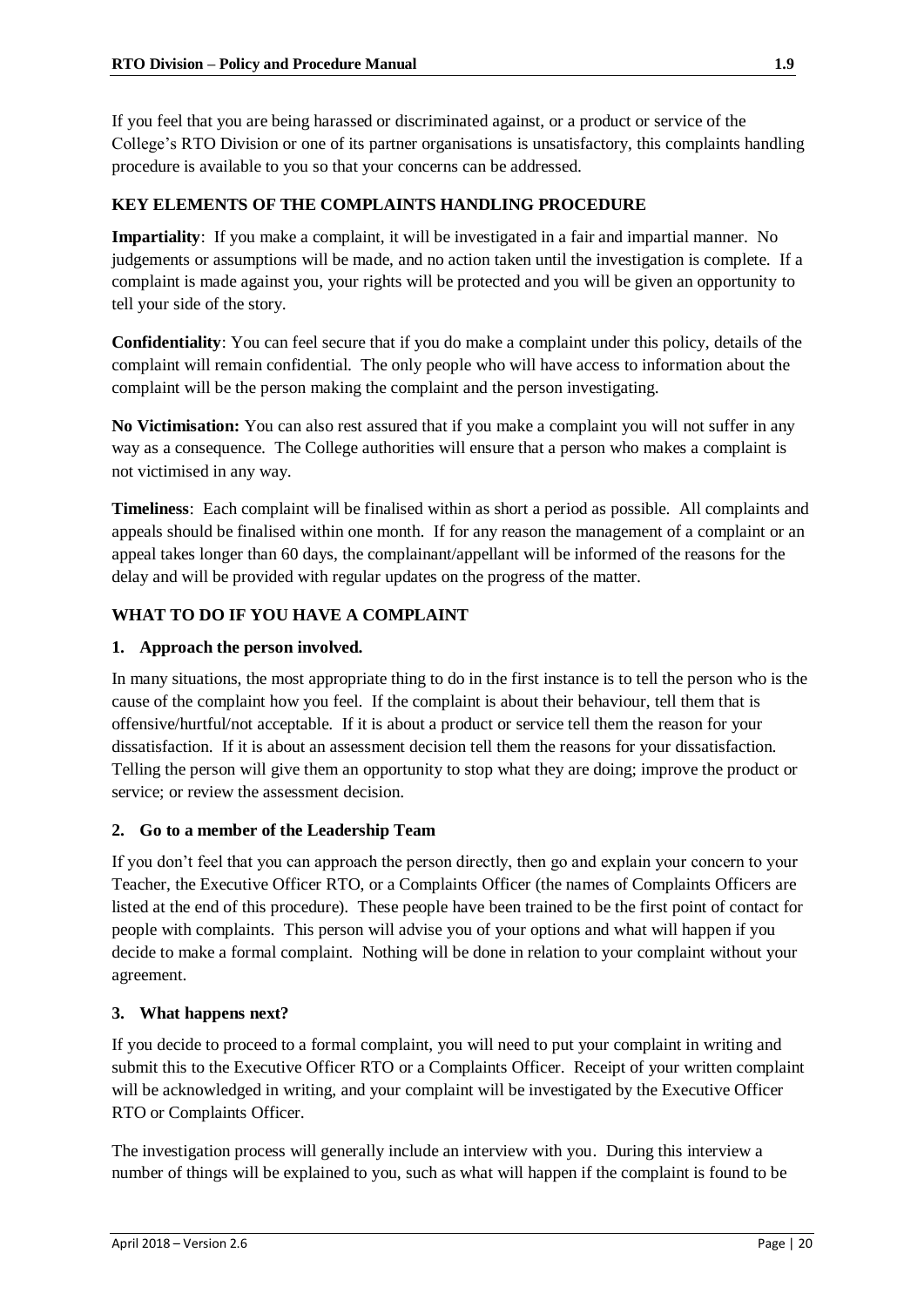If you feel that you are being harassed or discriminated against, or a product or service of the College's RTO Division or one of its partner organisations is unsatisfactory, this complaints handling procedure is available to you so that your concerns can be addressed.

## KEY ELEMENTS OF THE COMPLAINTS HANDLING PROCEDURE

**Impartiality**: If you make a complaint, it will be investigated in a fair and impartial manner. No judgements or assumptions will be made, and no action taken until the investigation is complete. If a complaint is made against you, your rights will be protected and you will be given an opportunity to tell your side of the story.

**Confidentiality**: You can feel secure that if you do make a complaint under this policy, details of the complaint will remain confidential. The only people who will have access to information about the complaint will be the person making the complaint and the person investigating.

**No Victimisation:** You can also rest assured that if you make a complaint you will not suffer in any way as a consequence. The College authorities will ensure that a person who makes a complaint is not victimised in any way.

**Timeliness**: Each complaint will be finalised within as short a period as possible. All complaints and appeals should be finalised within one month. If for any reason the management of a complaint or an appeal takes longer than 60 days, the complainant/appellant will be informed of the reasons for the delay and will be provided with regular updates on the progress of the matter.

## WHAT TO DO IF YOU HAVE A COMPLAINT

### 1. Approach the person involved.

In many situations, the most appropriate thing to do in the first instance is to tell the person who is the cause of the complaint how you feel. If the complaint is about their behaviour, tell them that is offensive/hurtful/not acceptable. If it is about a product or service tell them the reason for your dissatisfaction. If it is about an assessment decision tell them the reasons for your dissatisfaction. Telling the person will give them an opportunity to stop what they are doing; improve the product or service; or review the assessment decision.

### 2. Go to a member of the Leadership Team

If you don't feel that you can approach the person directly, then go and explain your concern to your Teacher, the Executive Officer RTO, or a Complaints Officer (the names of Complaints Officers are listed at the end of this procedure). These people have been trained to be the first point of contact for people with complaints. This person will advise you of your options and what will happen if you decide to make a formal complaint. Nothing will be done in relation to your complaint without your agreement.

### 3. What happens next?

If you decide to proceed to a formal complaint, you will need to put your complaint in writing and submit this to the Executive Officer RTO or a Complaints Officer. Receipt of your written complaint will be acknowledged in writing, and your complaint will be investigated by the Executive Officer RTO or Complaints Officer.

The investigation process will generally include an interview with you. During this interview a number of things will be explained to you, such as what will happen if the complaint is found to be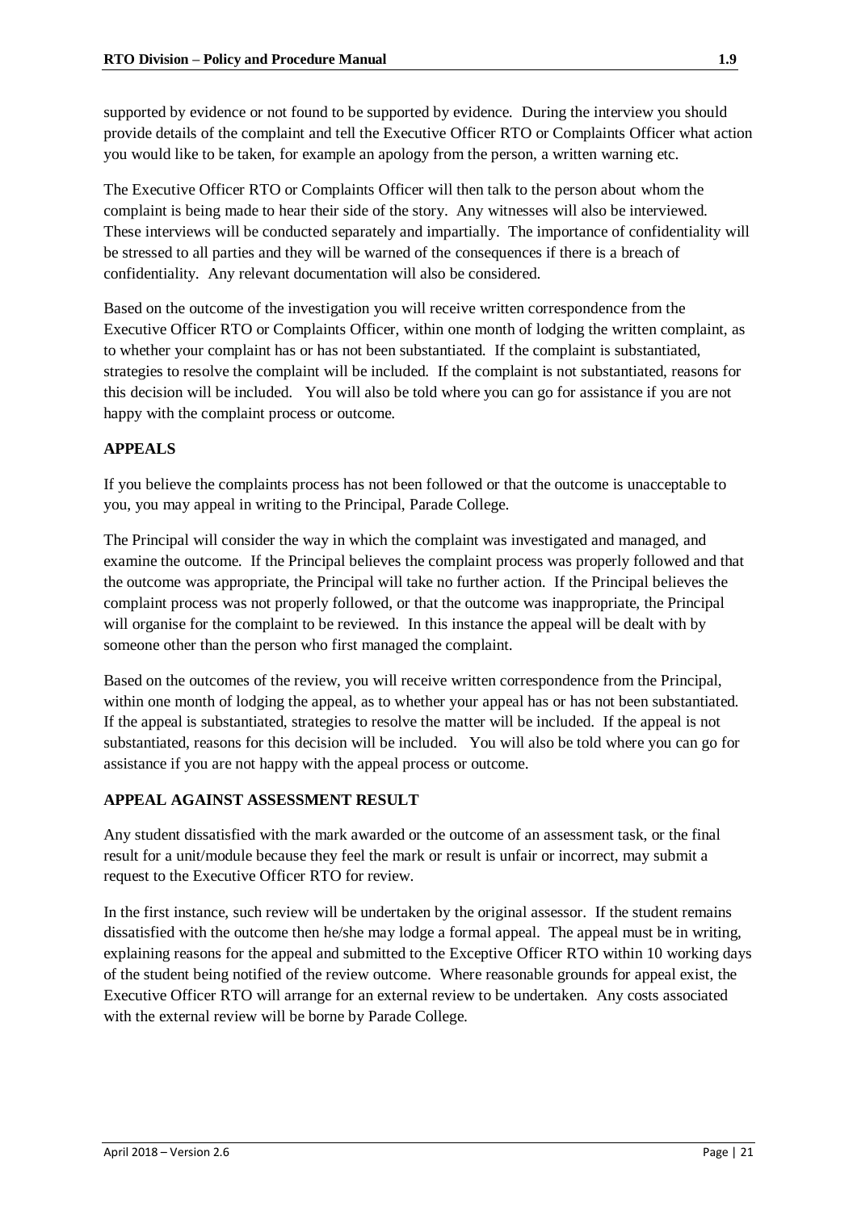supported by evidence or not found to be supported by evidence. During the interview you should provide details of the complaint and tell the Executive Officer RTO or Complaints Officer what action you would like to be taken, for example an apology from the person, a written warning etc.

The Executive Officer RTO or Complaints Officer will then talk to the person about whom the complaint is being made to hear their side of the story. Any witnesses will also be interviewed. These interviews will be conducted separately and impartially. The importance of confidentiality will be stressed to all parties and they will be warned of the consequences if there is a breach of confidentiality. Any relevant documentation will also be considered.

Based on the outcome of the investigation you will receive written correspondence from the Executive Officer RTO or Complaints Officer, within one month of lodging the written complaint, as to whether your complaint has or has not been substantiated. If the complaint is substantiated, strategies to resolve the complaint will be included. If the complaint is not substantiated, reasons for this decision will be included. You will also be told where you can go for assistance if you are not happy with the complaint process or outcome.

## APPEALS

If you believe the complaints process has not been followed or that the outcome is unacceptable to you, you may appeal in writing to the Principal, Parade College.

The Principal will consider the way in which the complaint was investigated and managed, and examine the outcome. If the Principal believes the complaint process was properly followed and that the outcome was appropriate, the Principal will take no further action. If the Principal believes the complaint process was not properly followed, or that the outcome was inappropriate, the Principal will organise for the complaint to be reviewed. In this instance the appeal will be dealt with by someone other than the person who first managed the complaint.

Based on the outcomes of the review, you will receive written correspondence from the Principal, within one month of lodging the appeal, as to whether your appeal has or has not been substantiated. If the appeal is substantiated, strategies to resolve the matter will be included. If the appeal is not substantiated, reasons for this decision will be included. You will also be told where you can go for assistance if you are not happy with the appeal process or outcome.

## APPEAL AGAINST ASSESSMENT RESULT

Any student dissatisfied with the mark awarded or the outcome of an assessment task, or the final result for a unit/module because they feel the mark or result is unfair or incorrect, may submit a request to the Executive Officer RTO for review.

In the first instance, such review will be undertaken by the original assessor. If the student remains dissatisfied with the outcome then he/she may lodge a formal appeal. The appeal must be in writing, explaining reasons for the appeal and submitted to the Exceptive Officer RTO within 10 working days of the student being notified of the review outcome. Where reasonable grounds for appeal exist, the Executive Officer RTO will arrange for an external review to be undertaken. Any costs associated with the external review will be borne by Parade College.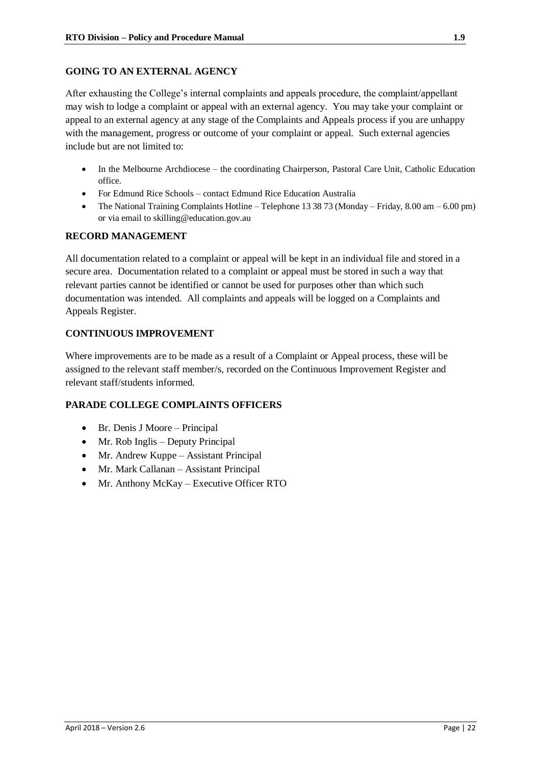## GOING TO AN EXTERNAL AGENCY

After exhausting the College's internal complaints and appeals procedure, the complaint/appellant may wish to lodge a complaint or appeal with an external agency. You may take your complaint or appeal to an external agency at any stage of the Complaints and Appeals process if you are unhappy with the management, progress or outcome of your complaint or appeal. Such external agencies include but are not limited to:

- In the Melbourne Archdiocese – the coordinating Chairperson, Pastoral Care Unit, Catholic Education office.
- For Edmund Rice Schools – contact Edmund Rice Education Australia
- The National Training Complaints Hotline – Telephone 13 38 73 (Monday – Friday, 8.00 am – 6.00 pm) or via email to skilling@education.gov.au

## RECORD MANAGEMENT

All documentation related to a complaint or appeal will be kept in an individual file and stored in a secure area. Documentation related to a complaint or appeal must be stored in such a way that relevant parties cannot be identified or cannot be used for purposes other than which such documentation was intended. All complaints and appeals will be logged on a Complaints and Appeals Register.

## CONTINUOUS IMPROVEMENT

Where improvements are to be made as a result of a Complaint or Appeal process, these will be assigned to the relevant staff member/s, recorded on the Continuous Improvement Register and relevant staff/students informed.

## PARADE COLLEGE COMPLAINTS OFFICERS

- Br. Denis J Moore – Principal
- Mr. Rob Inglis – Deputy Principal
- Mr. Andrew Kuppe – Assistant Principal
- Mr. Mark Callanan – Assistant Principal
- Mr. Anthony McKay – Executive Officer RTO